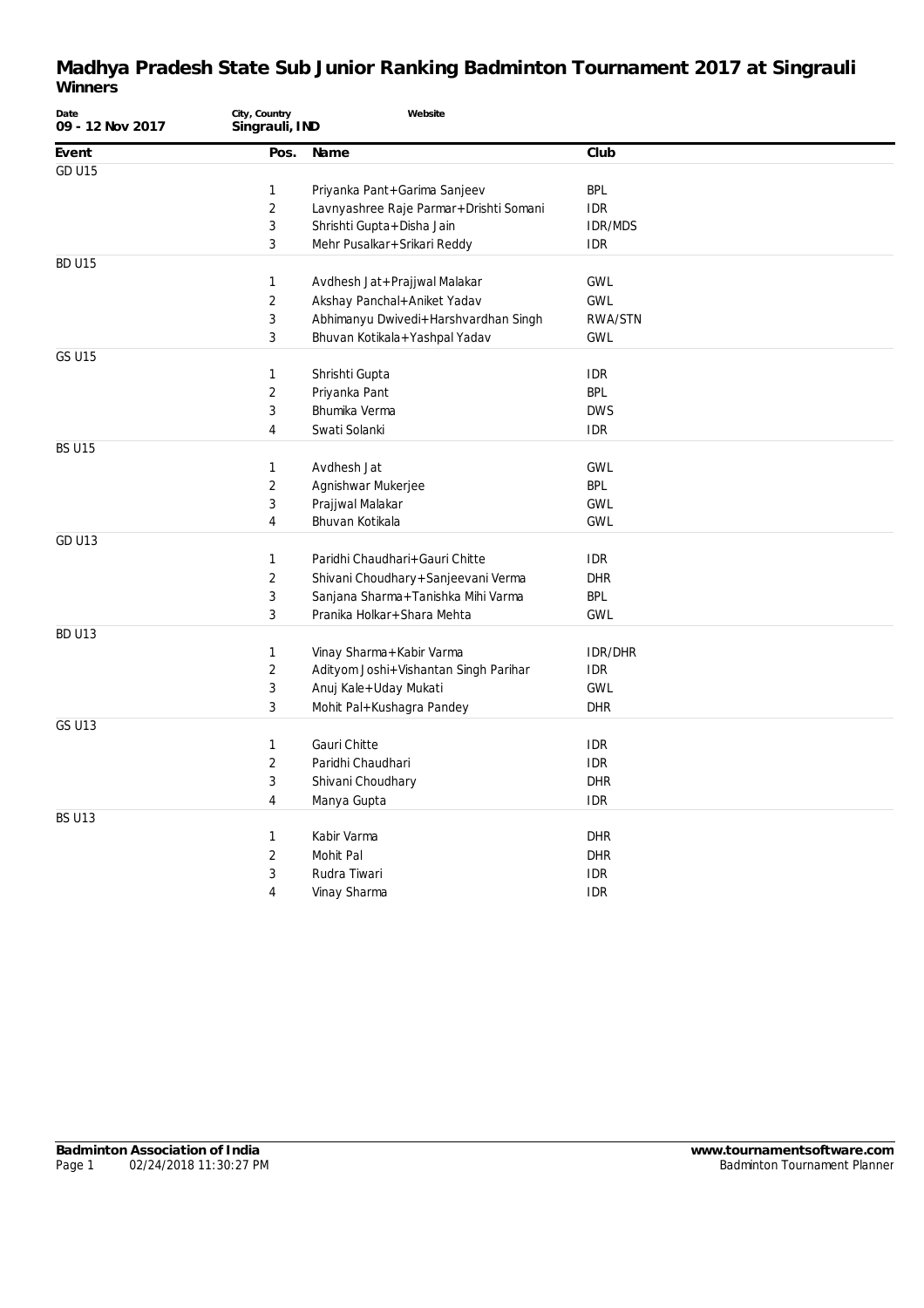# Madhya Pradesh State Sub Junior Ranking Badminton Tournament 2017 at Singrauli

## Winners

| Date | City, Country | Website |
|---|---|---|
| 09 - 12 Nov 2017 | Singrauli, IND | |

| Event | Pos. | Name | Club |
|---|---|---|---|
| GD U15 | | | |
| | 1 | Priyanka Pant+Garima Sanjeev | BPL |
| | 2 | Lavnyashree Raje Parmar+Drishti Somani | IDR |
| | 3 | Shrishti Gupta+Disha Jain | IDR/MDS |
| | 3 | Mehr Pusalkar+Srikari Reddy | IDR |
| BD U15 | | | |
| | 1 | Avdhesh Jat+Prajjwal Malakar | GWL |
| | 2 | Akshay Panchal+Aniket Yadav | GWL |
| | 3 | Abhimanyu Dwivedi+Harshvardhan Singh | RWA/STN |
| | 3 | Bhuvan Kotikala+Yashpal Yadav | GWL |
| GS U15 | | | |
| | 1 | Shrishti Gupta | IDR |
| | 2 | Priyanka Pant | BPL |
| | 3 | Bhumika Verma | DWS |
| | 4 | Swati Solanki | IDR |
| BS U15 | | | |
| | 1 | Avdhesh Jat | GWL |
| | 2 | Agnishwar Mukerjee | BPL |
| | 3 | Prajjwal Malakar | GWL |
| | 4 | Bhuvan Kotikala | GWL |
| GD U13 | | | |
| | 1 | Paridhi Chaudhari+Gauri Chitte | IDR |
| | 2 | Shivani Choudhary+Sanjeevani Verma | DHR |
| | 3 | Sanjana Sharma+Tanishka Mihi Varma | BPL |
| | 3 | Pranika Holkar+Shara Mehta | GWL |
| BD U13 | | | |
| | 1 | Vinay Sharma+Kabir Varma | IDR/DHR |
| | 2 | Adityom Joshi+Vishantan Singh Parihar | IDR |
| | 3 | Anuj Kale+Uday Mukati | GWL |
| | 3 | Mohit Pal+Kushagra Pandey | DHR |
| GS U13 | | | |
| | 1 | Gauri Chitte | IDR |
| | 2 | Paridhi Chaudhari | IDR |
| | 3 | Shivani Choudhary | DHR |
| | 4 | Manya Gupta | IDR |
| BS U13 | | | |
| | 1 | Kabir Varma | DHR |
| | 2 | Mohit Pal | DHR |
| | 3 | Rudra Tiwari | IDR |
| | 4 | Vinay Sharma | IDR |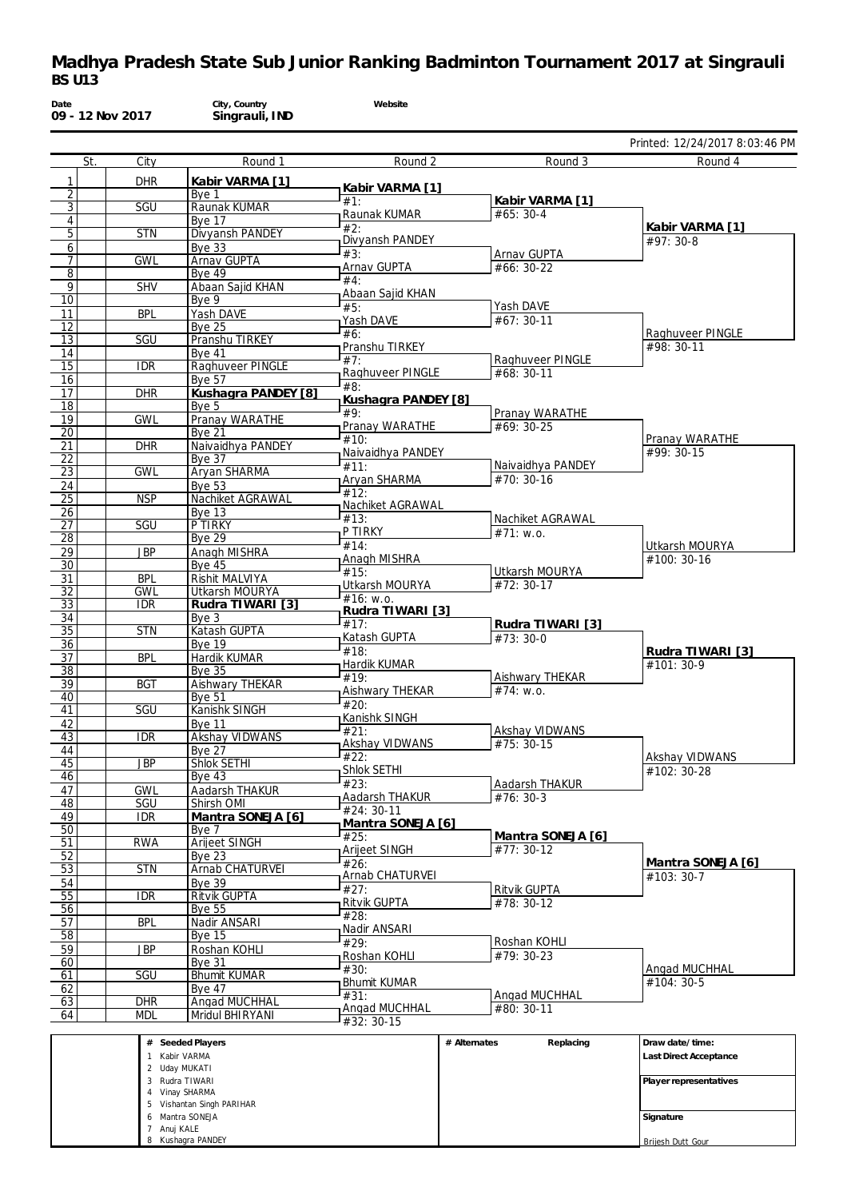# Madhya Pradesh State Sub Junior Ranking Badminton Tournament 2017 at Singrauli

**BS U13**

| Date | City, Country | Website |
|---|---|---|
| 09 - 12 Nov 2017 | Singrauli, IND | |

Printed: 12/24/2017 8:03:46 PM

| | St. | City | Round 1 | Round 2 | Round 3 | Round 4 |
|---|---|---|---|---|---|---|
| 1 | | DHR | **Kabir VARMA [1]** | **Kabir VARMA [1]** #1: | **Kabir VARMA [1]** #65: 30-4 | **Kabir VARMA [1]** #97: 30-8 |
| 2 | | | Bye 1 | | | |
| 3 | | SGU | Raunak KUMAR | Raunak KUMAR #2: | | |
| 4 | | | Bye 17 | | | |
| 5 | | STN | Divyansh PANDEY | Divyansh PANDEY #3: | Arnav GUPTA #66: 30-22 | |
| 6 | | | Bye 33 | | | |
| 7 | | GWL | Arnav GUPTA | Arnav GUPTA #4: | | |
| 8 | | | Bye 49 | | | |
| 9 | | SHV | Abaan Sajid KHAN | Abaan Sajid KHAN #5: | Yash DAVE #67: 30-11 | Raghuveer PINGLE #98: 30-11 |
| 10 | | | Bye 9 | | | |
| 11 | | BPL | Yash DAVE | Yash DAVE #6: | | |
| 12 | | | Bye 25 | | | |
| 13 | | SGU | Pranshu TIRKEY | Pranshu TIRKEY #7: | Raghuveer PINGLE #68: 30-11 | |
| 14 | | | Bye 41 | | | |
| 15 | | IDR | Raghuveer PINGLE | Raghuveer PINGLE #8: | | |
| 16 | | | Bye 57 | | | |
| 17 | | DHR | **Kushagra PANDEY [8]** | **Kushagra PANDEY [8]** #9: | Pranay WARATHE #69: 30-25 | Pranay WARATHE #99: 30-15 |
| 18 | | | Bye 5 | | | |
| 19 | | GWL | Pranay WARATHE | Pranay WARATHE #10: | | |
| 20 | | | Bye 21 | | | |
| 21 | | DHR | Naivaidhya PANDEY | Naivaidhya PANDEY #11: | Naivaidhya PANDEY #70: 30-16 | |
| 22 | | | Bye 37 | | | |
| 23 | | GWL | Aryan SHARMA | Aryan SHARMA #12: | | |
| 24 | | | Bye 53 | | | |
| 25 | | NSP | Nachiket AGRAWAL | Nachiket AGRAWAL #13: | Nachiket AGRAWAL #71: w.o. | Utkarsh MOURYA #100: 30-16 |
| 26 | | | Bye 13 | | | |
| 27 | | SGU | P TIRKY | P TIRKY #14: | | |
| 28 | | | Bye 29 | | | |
| 29 | | JBP | Anagh MISHRA | Anagh MISHRA #15: | Utkarsh MOURYA #72: 30-17 | |
| 30 | | | Bye 45 | | | |
| 31 | | BPL | Rishit MALVIYA | Utkarsh MOURYA #16: w.o. | | |
| 32 | | GWL | Utkarsh MOURYA | | | |
| 33 | | IDR | **Rudra TIWARI [3]** | **Rudra TIWARI [3]** #17: | **Rudra TIWARI [3]** #73: 30-0 | **Rudra TIWARI [3]** #101: 30-9 |
| 34 | | | Bye 3 | | | |
| 35 | | STN | Katash GUPTA | Katash GUPTA #18: | | |
| 36 | | | Bye 19 | | | |
| 37 | | BPL | Hardik KUMAR | Hardik KUMAR #19: | Aishwary THEKAR #74: w.o. | |
| 38 | | | Bye 35 | | | |
| 39 | | BGT | Aishwary THEKAR | Aishwary THEKAR #20: | | |
| 40 | | | Bye 51 | | | |
| 41 | | SGU | Kanishk SINGH | Kanishk SINGH #21: | Akshay VIDWANS #75: 30-15 | Akshay VIDWANS #102: 30-28 |
| 42 | | | Bye 11 | | | |
| 43 | | IDR | Akshay VIDWANS | Akshay VIDWANS #22: | | |
| 44 | | | Bye 27 | | | |
| 45 | | JBP | Shlok SETHI | Shlok SETHI #23: | Aadarsh THAKUR #76: 30-3 | |
| 46 | | | Bye 43 | | | |
| 47 | | GWL | Aadarsh THAKUR | Aadarsh THAKUR #24: 30-11 | | |
| 48 | | SGU | Shirsh OMI | | | |
| 49 | | IDR | **Mantra SONEJA [6]** | **Mantra SONEJA [6]** #25: | **Mantra SONEJA [6]** #77: 30-12 | **Mantra SONEJA [6]** #103: 30-7 |
| 50 | | | Bye 7 | | | |
| 51 | | RWA | Arijeet SINGH | Arijeet SINGH #26: | | |
| 52 | | | Bye 23 | | | |
| 53 | | STN | Arnab CHATURVEI | Arnab CHATURVEI #27: | Ritvik GUPTA #78: 30-12 | |
| 54 | | | Bye 39 | | | |
| 55 | | IDR | Ritvik GUPTA | Ritvik GUPTA #28: | | |
| 56 | | | Bye 55 | | | |
| 57 | | BPL | Nadir ANSARI | Nadir ANSARI #29: | Roshan KOHLI #79: 30-23 | Angad MUCHHAL #104: 30-5 |
| 58 | | | Bye 15 | | | |
| 59 | | JBP | Roshan KOHLI | Roshan KOHLI #30: | | |
| 60 | | | Bye 31 | | | |
| 61 | | SGU | Bhumit KUMAR | Bhumit KUMAR #31: | Angad MUCHHAL #80: 30-11 | |
| 62 | | | Bye 47 | | | |
| 63 | | DHR | Angad MUCHHAL | Angad MUCHHAL #32: 30-15 | | |
| 64 | | MDL | Mridul BHIRYANI | | | |

| # | Seeded Players | # Alternates | Replacing | |
|---|---|---|---|---|
| 1 | Kabir VARMA | | | **Draw date/time:** |
| 2 | Uday MUKATI | | | **Last Direct Acceptance** |
| 3 | Rudra TIWARI | | | |
| 4 | Vinay SHARMA | | | **Player representatives** |
| 5 | Vishantan Singh PARIHAR | | | |
| 6 | Mantra SONEJA | | | **Signature** |
| 7 | Anuj KALE | | | |
| 8 | Kushagra PANDEY | | | Brijesh Dutt Gour |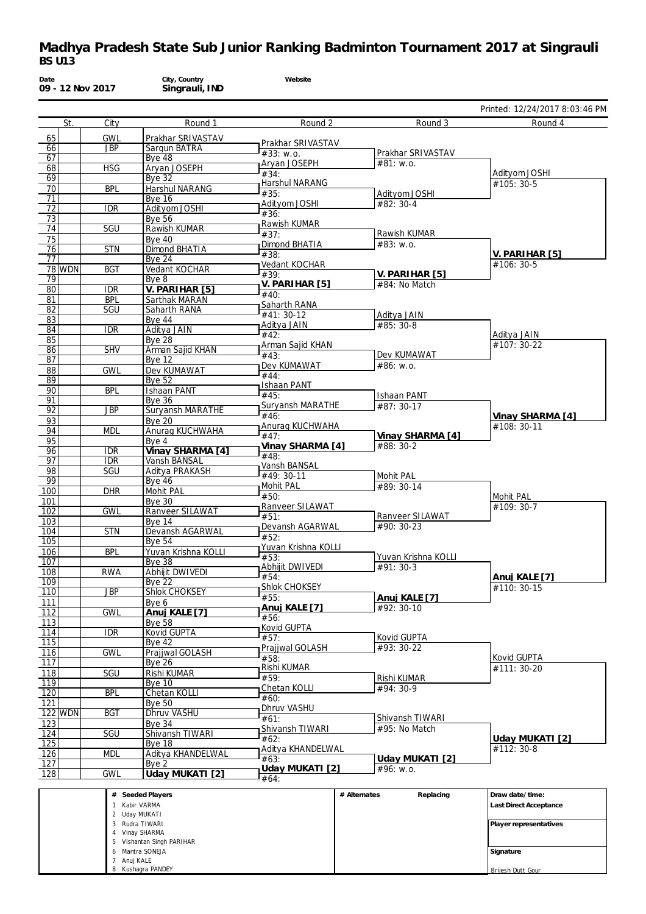# Madhya Pradesh State Sub Junior Ranking Badminton Tournament 2017 at Singrauli

**BS U13**

| Date | City, Country | Website |
|---|---|---|
| 09 - 12 Nov 2017 | Singrauli, IND | |

Printed: 12/24/2017 8:03:46 PM

| | St. | City | Round 1 | Round 2 | Round 3 | Round 4 |
|---|---|---|---|---|---|---|
| 65 | | GWL | Prakhar SRIVASTAV | Prakhar SRIVASTAV | Prakhar SRIVASTAV | Adityom JOSHI |
| 66 | | JBP | Sargun BATRA | #33: w.o. | #81: w.o. | #105: 30-5 |
| 67 | | | Bye 48 | Aryan JOSEPH | | |
| 68 | | HSG | Aryan JOSEPH | #34: | | |
| 69 | | | Bye 32 | Harshul NARANG | Adityom JOSHI | |
| 70 | | BPL | Harshul NARANG | #35: | #82: 30-4 | |
| 71 | | | Bye 16 | Adityom JOSHI | | |
| 72 | | IDR | Adityom JOSHI | #36: | | |
| 73 | | | Bye 56 | Rawish KUMAR | Rawish KUMAR | V. PARIHAR [5] |
| 74 | | SGU | Rawish KUMAR | #37: | #83: w.o. | #106: 30-5 |
| 75 | | | Bye 40 | Dimond BHATIA | | |
| 76 | | STN | Dimond BHATIA | #38: | | |
| 77 | | | Bye 24 | Vedant KOCHAR | V. PARIHAR [5] | |
| 78 | WDN | BGT | Vedant KOCHAR | #39: | #84: No Match | |
| 79 | | | Bye 8 | V. PARIHAR [5] | | |
| 80 | | IDR | V. PARIHAR [5] | #40: | | |
| 81 | | BPL | Sarthak MARAN | Saharth RANA | Aditya JAIN | Aditya JAIN |
| 82 | | SGU | Saharth RANA | #41: 30-12 | #85: 30-8 | #107: 30-22 |
| 83 | | | Bye 44 | Aditya JAIN | | |
| 84 | | IDR | Aditya JAIN | #42: | | |
| 85 | | | Bye 28 | Arman Sajid KHAN | Dev KUMAWAT | |
| 86 | | SHV | Arman Sajid KHAN | #43: | #86: w.o. | |
| 87 | | | Bye 12 | Dev KUMAWAT | | |
| 88 | | GWL | Dev KUMAWAT | #44: | | |
| 89 | | | Bye 52 | Ishaan PANT | Ishaan PANT | Vinay SHARMA [4] |
| 90 | | BPL | Ishaan PANT | #45: | #87: 30-17 | #108: 30-11 |
| 91 | | | Bye 36 | Suryansh MARATHE | | |
| 92 | | JBP | Suryansh MARATHE | #46: | | |
| 93 | | | Bye 20 | Anurag KUCHWAHA | Vinay SHARMA [4] | |
| 94 | | MDL | Anurag KUCHWAHA | #47: | #88: 30-2 | |
| 95 | | | Bye 4 | Vinay SHARMA [4] | | |
| 96 | | IDR | Vinay SHARMA [4] | #48: | | |
| 97 | | IDR | Vansh BANSAL | Vansh BANSAL | Mohit PAL | Mohit PAL |
| 98 | | SGU | Aditya PRAKASH | #49: 30-11 | #89: 30-14 | #109: 30-7 |
| 99 | | | Bye 46 | Mohit PAL | | |
| 100 | | DHR | Mohit PAL | #50: | | |
| 101 | | | Bye 30 | Ranveer SILAWAT | Ranveer SILAWAT | |
| 102 | | GWL | Ranveer SILAWAT | #51: | #90: 30-23 | |
| 103 | | | Bye 14 | Devansh AGARWAL | | |
| 104 | | STN | Devansh AGARWAL | #52: | | |
| 105 | | | Bye 54 | Yuvan Krishna KOLLI | Yuvan Krishna KOLLI | Anuj KALE [7] |
| 106 | | BPL | Yuvan Krishna KOLLI | #53: | #91: 30-3 | #110: 30-15 |
| 107 | | | Bye 38 | Abhijit DWIVEDI | | |
| 108 | | RWA | Abhijit DWIVEDI | #54: | | |
| 109 | | | Bye 22 | Shlok CHOKSEY | Anuj KALE [7] | |
| 110 | | JBP | Shlok CHOKSEY | #55: | #92: 30-10 | |
| 111 | | | Bye 6 | Anuj KALE [7] | | |
| 112 | | GWL | Anuj KALE [7] | #56: | | |
| 113 | | | Bye 58 | Kovid GUPTA | Kovid GUPTA | Kovid GUPTA |
| 114 | | IDR | Kovid GUPTA | #57: | #93: 30-22 | #111: 30-20 |
| 115 | | | Bye 42 | Prajjwal GOLASH | | |
| 116 | | GWL | Prajjwal GOLASH | #58: | | |
| 117 | | | Bye 26 | Rishi KUMAR | Rishi KUMAR | |
| 118 | | SGU | Rishi KUMAR | #59: | #94: 30-9 | |
| 119 | | | Bye 10 | Chetan KOLLI | | |
| 120 | | BPL | Chetan KOLLI | #60: | | |
| 121 | | | Bye 50 | Dhruv VASHU | Shivansh TIWARI | Uday MUKATI [2] |
| 122 | WDN | BGT | Dhruv VASHU | #61: | #95: No Match | #112: 30-8 |
| 123 | | | Bye 34 | Shivansh TIWARI | | |
| 124 | | SGU | Shivansh TIWARI | #62: | | |
| 125 | | | Bye 18 | Aditya KHANDELWAL | Uday MUKATI [2] | |
| 126 | | MDL | Aditya KHANDELWAL | #63: | #96: w.o. | |
| 127 | | | Bye 2 | Uday MUKATI [2] | | |
| 128 | | GWL | Uday MUKATI [2] | #64: | | |

| # | Seeded Players | # Alternates | Replacing | Draw date/time: |
|---|---|---|---|---|
| 1 | Kabir VARMA | | | Last Direct Acceptance |
| 2 | Uday MUKATI | | | |
| 3 | Rudra TIWARI | | | Player representatives |
| 4 | Vinay SHARMA | | | |
| 5 | Vishantan Singh PARIHAR | | | |
| 6 | Mantra SONEJA | | | Signature |
| 7 | Anuj KALE | | | |
| 8 | Kushagra PANDEY | | | Brijesh Dutt Gour |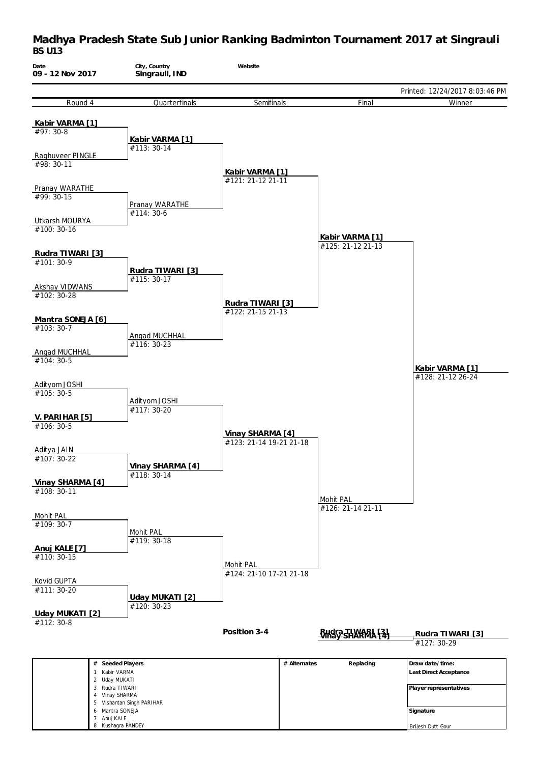# Madhya Pradesh State Sub Junior Ranking Badminton Tournament 2017 at Singrauli

## BS U13

| Date | City, Country | Website |
|---|---|---|
| 09 - 12 Nov 2017 | Singrauli, IND | |

Printed: 12/24/2017 8:03:46 PM

| Round 4 | Quarterfinals | Semifinals | Final | Winner |
|---|---|---|---|---|
| **Kabir VARMA [1]** #97: 30-8 | | | | |
| Raghuveer PINGLE #98: 30-11 | **Kabir VARMA [1]** #113: 30-14 | | | |
| Pranay WARATHE #99: 30-15 | | **Kabir VARMA [1]** #121: 21-12 21-11 | | |
| Utkarsh MOURYA #100: 30-16 | Pranay WARATHE #114: 30-6 | | | |
| **Rudra TIWARI [3]** #101: 30-9 | | | **Kabir VARMA [1]** #125: 21-12 21-13 | |
| Akshay VIDWANS #102: 30-28 | **Rudra TIWARI [3]** #115: 30-17 | | | |
| **Mantra SONEJA [6]** #103: 30-7 | | **Rudra TIWARI [3]** #122: 21-15 21-13 | | |
| Angad MUCHHAL #104: 30-5 | Angad MUCHHAL #116: 30-23 | | | |
| Adityom JOSHI #105: 30-5 | | | | **Kabir VARMA [1]** #128: 21-12 26-24 |
| **V. PARIHAR [5]** #106: 30-5 | Adityom JOSHI #117: 30-20 | | | |
| Aditya JAIN #107: 30-22 | | **Vinay SHARMA [4]** #123: 21-14 19-21 21-18 | | |
| **Vinay SHARMA [4]** #108: 30-11 | **Vinay SHARMA [4]** #118: 30-14 | | | |
| Mohit PAL #109: 30-7 | | | Mohit PAL #126: 21-14 21-11 | |
| **Anuj KALE [7]** #110: 30-15 | Mohit PAL #119: 30-18 | | | |
| Kovid GUPTA #111: 30-20 | | Mohit PAL #124: 21-10 17-21 21-18 | | |
| **Uday MUKATI [2]** #112: 30-8 | **Uday MUKATI [2]** #120: 30-23 | | | |

**Position 3-4**

| | Final | Winner |
|---|---|---|
| | **Rudra TIWARI [3]** / **Vinay SHARMA [4]** | **Rudra TIWARI [3]** #127: 30-29 |

| # | Seeded Players | # Alternates | Replacing | |
|---|---|---|---|---|
| 1 | Kabir VARMA | | | **Draw date/time:** |
| 2 | Uday MUKATI | | | **Last Direct Acceptance** |
| 3 | Rudra TIWARI | | | |
| 4 | Vinay SHARMA | | | **Player representatives** |
| 5 | Vishantan Singh PARIHAR | | | |
| 6 | Mantra SONEJA | | | **Signature** |
| 7 | Anuj KALE | | | |
| 8 | Kushagra PANDEY | | | Brijesh Dutt Gour |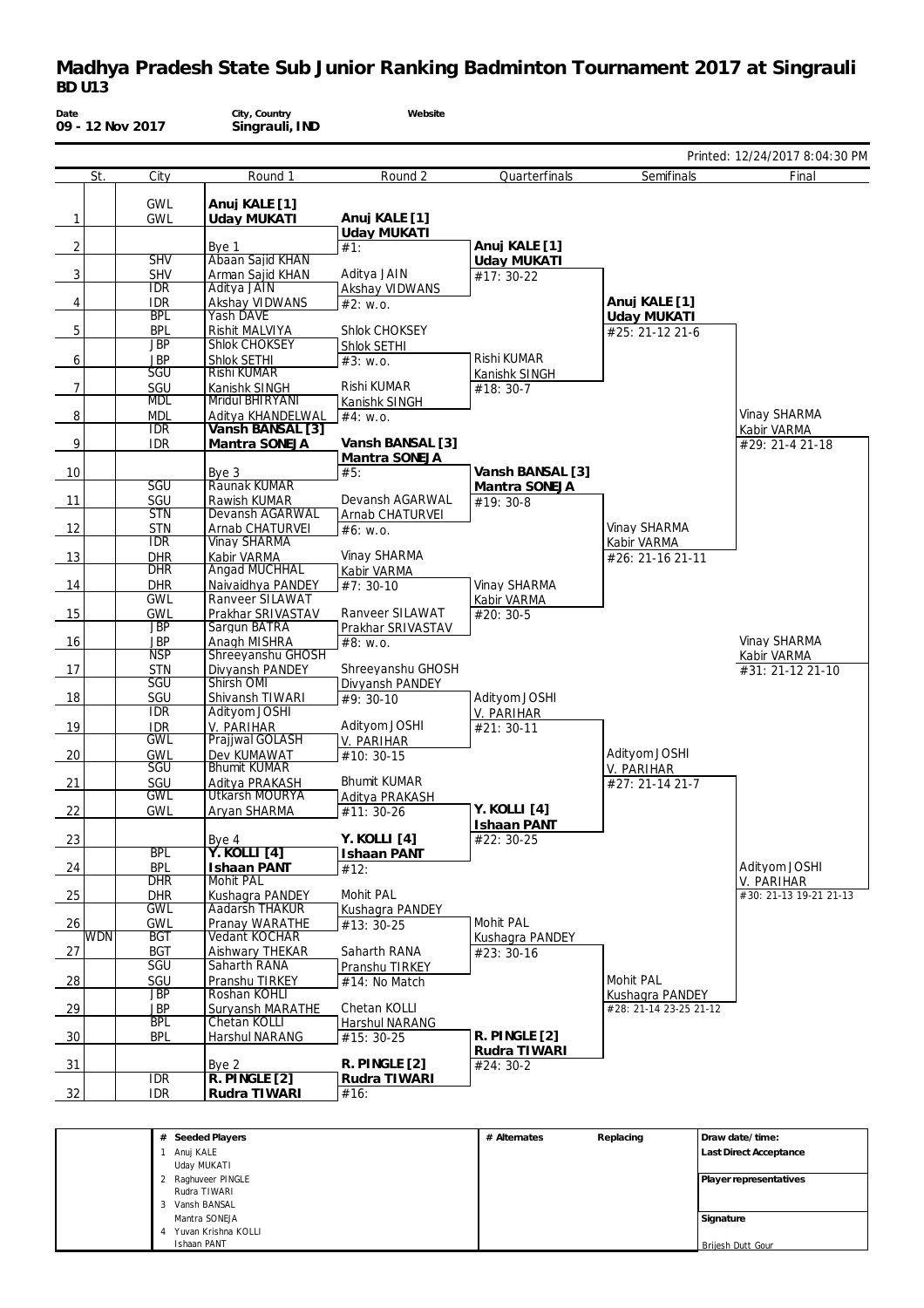# Madhya Pradesh State Sub Junior Ranking Badminton Tournament 2017 at Singrauli

**BD U13**

| Date | City, Country | Website |
|---|---|---|
| 09 - 12 Nov 2017 | Singrauli, IND | |

Printed: 12/24/2017 8:04:30 PM

| | St. | City | Round 1 | Round 2 | Quarterfinals | Semifinals | Final |
|---|---|---|---|---|---|---|---|
| 1 | | GWL / GWL | **Anuj KALE [1]** / **Uday MUKATI** | **Anuj KALE [1]** / **Uday MUKATI** #1: | | | |
| 2 | | | Bye 1 | | **Anuj KALE [1]** / **Uday MUKATI** #17: 30-22 | | |
| 3 | | SHV / SHV | Abaan Sajid KHAN / Arman Sajid KHAN | Aditya JAIN / Akshay VIDWANS #2: w.o. | | | |
| 4 | | IDR / IDR | Aditya JAIN / Akshay VIDWANS | | | **Anuj KALE [1]** / **Uday MUKATI** #25: 21-12 21-6 | |
| 5 | | BPL / BPL | Yash DAVE / Rishit MALVIYA | Shlok CHOKSEY / Shlok SETHI #3: w.o. | | | |
| 6 | | JBP / JBP | Shlok CHOKSEY / Shlok SETHI | | Rishi KUMAR / Kanishk SINGH #18: 30-7 | | |
| 7 | | SGU / SGU | Rishi KUMAR / Kanishk SINGH | Rishi KUMAR / Kanishk SINGH #4: w.o. | | | |
| 8 | | MDL / MDL | Mridul BHIRYANI / Aditya KHANDELWAL | | | | Vinay SHARMA / Kabir VARMA #29: 21-4 21-18 |
| 9 | | IDR / IDR | **Vansh BANSAL [3]** / **Mantra SONEJA** | **Vansh BANSAL [3]** / **Mantra SONEJA** #5: | | | |
| 10 | | | Bye 3 | | **Vansh BANSAL [3]** / **Mantra SONEJA** #19: 30-8 | | |
| 11 | | SGU / SGU | Raunak KUMAR / Rawish KUMAR | Devansh AGARWAL / Arnab CHATURVEI #6: w.o. | | | |
| 12 | | STN / STN | Devansh AGARWAL / Arnab CHATURVEI | | | Vinay SHARMA / Kabir VARMA #26: 21-16 21-11 | |
| 13 | | IDR / DHR | Vinay SHARMA / Kabir VARMA | Vinay SHARMA / Kabir VARMA #7: 30-10 | | | |
| 14 | | DHR / DHR | Angad MUCHHAL / Naivaidhya PANDEY | | Vinay SHARMA / Kabir VARMA #20: 30-5 | | |
| 15 | | GWL / GWL | Ranveer SILAWAT / Prakhar SRIVASTAV | Ranveer SILAWAT / Prakhar SRIVASTAV #8: w.o. | | | |
| 16 | | JBP / JBP | Sargun BATRA / Anagh MISHRA | | | | Vinay SHARMA / Kabir VARMA #31: 21-12 21-10 |
| 17 | | NSP / STN | Shreeyanshu GHOSH / Divyansh PANDEY | Shreeyanshu GHOSH / Divyansh PANDEY #9: 30-10 | | | |
| 18 | | SGU / SGU | Shirsh OMI / Shivansh TIWARI | | Adityom JOSHI / V. PARIHAR #21: 30-11 | | |
| 19 | | IDR / IDR | Adityom JOSHI / V. PARIHAR | Adityom JOSHI / V. PARIHAR #10: 30-15 | | | |
| 20 | | GWL / GWL | Prajjwal GOLASH / Dev KUMAWAT | | | Adityom JOSHI / V. PARIHAR #27: 21-14 21-7 | |
| 21 | | SGU / SGU | Bhumit KUMAR / Aditya PRAKASH | Bhumit KUMAR / Aditya PRAKASH #11: 30-26 | | | |
| 22 | | GWL / GWL | Utkarsh MOURYA / Aryan SHARMA | | **Y. KOLLI [4]** / **Ishaan PANT** #22: 30-25 | | |
| 23 | | | Bye 4 | **Y. KOLLI [4]** / **Ishaan PANT** #12: | | | |
| 24 | | BPL / BPL | **Y. KOLLI [4]** / **Ishaan PANT** | | | | Adityom JOSHI / V. PARIHAR #30: 21-13 19-21 21-13 |
| 25 | | DHR / DHR | Mohit PAL / Kushagra PANDEY | Mohit PAL / Kushagra PANDEY #13: 30-25 | | | |
| 26 | | GWL / GWL | Aadarsh THAKUR / Pranay WARATHE | | Mohit PAL / Kushagra PANDEY #23: 30-16 | | |
| 27 | WDN | BGT / BGT | Vedant KOCHAR / Aishwary THEKAR | Saharth RANA / Pranshu TIRKEY #14: No Match | | | |
| 28 | | SGU / SGU | Saharth RANA / Pranshu TIRKEY | | | Mohit PAL / Kushagra PANDEY #28: 21-14 23-25 21-12 | |
| 29 | | JBP / JBP | Roshan KOHLI / Suryansh MARATHE | Chetan KOLLI / Harshul NARANG #15: 30-25 | | | |
| 30 | | BPL / BPL | Chetan KOLLI / Harshul NARANG | | **R. PINGLE [2]** / **Rudra TIWARI** #24: 30-2 | | |
| 31 | | | Bye 2 | **R. PINGLE [2]** / **Rudra TIWARI** #16: | | | |
| 32 | | IDR / IDR | **R. PINGLE [2]** / **Rudra TIWARI** | | | | |

| # | Seeded Players | # Alternates | Replacing | Draw date/time: |
|---|---|---|---|---|
| 1 | Anuj KALE / Uday MUKATI | | | Last Direct Acceptance |
| 2 | Raghuveer PINGLE / Rudra TIWARI | | | Player representatives |
| 3 | Vansh BANSAL / Mantra SONEJA | | | Signature |
| 4 | Yuvan Krishna KOLLI / Ishaan PANT | | | Brijesh Dutt Gour |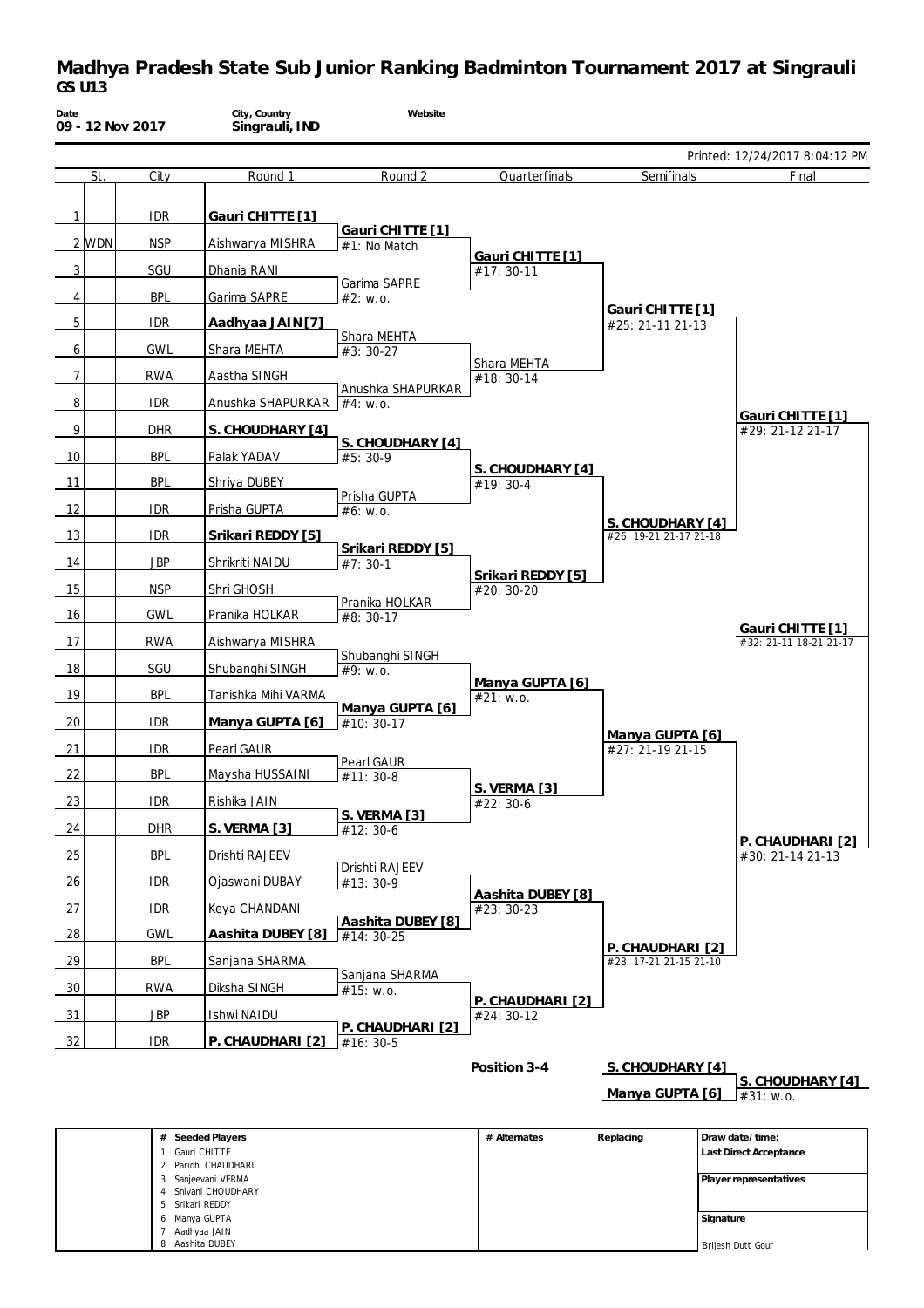# Madhya Pradesh State Sub Junior Ranking Badminton Tournament 2017 at Singrauli

## GS U13

| Date | City, Country | Website |
|---|---|---|
| 09 - 12 Nov 2017 | Singrauli, IND | |

Printed: 12/24/2017 8:04:12 PM

| | St. | City | Round 1 | Round 2 | Quarterfinals | Semifinals | Final |
|---|---|---|---|---|---|---|---|
| 1 | | IDR | **Gauri CHITTE [1]** | | | | |
| | | | | **Gauri CHITTE [1]** #1: No Match | | | |
| 2 | WDN | NSP | Aishwarya MISHRA | | | | |
| | | | | | **Gauri CHITTE [1]** #17: 30-11 | | |
| 3 | | SGU | Dhania RANI | | | | |
| | | | | Garima SAPRE #2: w.o. | | | |
| 4 | | BPL | Garima SAPRE | | | | |
| | | | | | | **Gauri CHITTE [1]** #25: 21-11 21-13 | |
| 5 | | IDR | **Aadhyaa JAIN [7]** | | | | |
| | | | | Shara MEHTA #3: 30-27 | | | |
| 6 | | GWL | Shara MEHTA | | | | |
| | | | | | Shara MEHTA #18: 30-14 | | |
| 7 | | RWA | Aastha SINGH | | | | |
| | | | | Anushka SHAPURKAR #4: w.o. | | | |
| 8 | | IDR | Anushka SHAPURKAR | | | | |
| | | | | | | | **Gauri CHITTE [1]** #29: 21-12 21-17 |
| 9 | | DHR | **S. CHOUDHARY [4]** | | | | |
| | | | | **S. CHOUDHARY [4]** #5: 30-9 | | | |
| 10 | | BPL | Palak YADAV | | | | |
| | | | | | **S. CHOUDHARY [4]** #19: 30-4 | | |
| 11 | | BPL | Shriya DUBEY | | | | |
| | | | | Prisha GUPTA #6: w.o. | | | |
| 12 | | IDR | Prisha GUPTA | | | | |
| | | | | | | **S. CHOUDHARY [4]** #26: 19-21 21-17 21-18 | |
| 13 | | IDR | **Srikari REDDY [5]** | | | | |
| | | | | **Srikari REDDY [5]** #7: 30-1 | | | |
| 14 | | JBP | Shrikriti NAIDU | | | | |
| | | | | | **Srikari REDDY [5]** #20: 30-20 | | |
| 15 | | NSP | Shri GHOSH | | | | |
| | | | | Pranika HOLKAR #8: 30-17 | | | |
| 16 | | GWL | Pranika HOLKAR | | | | |
| | | | | | | | **Gauri CHITTE [1]** #32: 21-11 18-21 21-17 |
| 17 | | RWA | Aishwarya MISHRA | | | | |
| | | | | Shubanghi SINGH #9: w.o. | | | |
| 18 | | SGU | Shubanghi SINGH | | | | |
| | | | | | **Manya GUPTA [6]** #21: w.o. | | |
| 19 | | BPL | Tanishka Mihi VARMA | | | | |
| | | | | **Manya GUPTA [6]** #10: 30-17 | | | |
| 20 | | IDR | **Manya GUPTA [6]** | | | | |
| | | | | | | **Manya GUPTA [6]** #27: 21-19 21-15 | |
| 21 | | IDR | Pearl GAUR | | | | |
| | | | | Pearl GAUR #11: 30-8 | | | |
| 22 | | BPL | Maysha HUSSAINI | | | | |
| | | | | | **S. VERMA [3]** #22: 30-6 | | |
| 23 | | IDR | Rishika JAIN | | | | |
| | | | | **S. VERMA [3]** #12: 30-6 | | | |
| 24 | | DHR | **S. VERMA [3]** | | | | |
| | | | | | | | **P. CHAUDHARI [2]** #30: 21-14 21-13 |
| 25 | | BPL | Drishti RAJEEV | | | | |
| | | | | Drishti RAJEEV #13: 30-9 | | | |
| 26 | | IDR | Ojaswani DUBAY | | | | |
| | | | | | **Aashita DUBEY [8]** #23: 30-23 | | |
| 27 | | IDR | Keya CHANDANI | | | | |
| | | | | **Aashita DUBEY [8]** #14: 30-25 | | | |
| 28 | | GWL | **Aashita DUBEY [8]** | | | | |
| | | | | | | **P. CHAUDHARI [2]** #28: 17-21 21-15 21-10 | |
| 29 | | BPL | Sanjana SHARMA | | | | |
| | | | | Sanjana SHARMA #15: w.o. | | | |
| 30 | | RWA | Diksha SINGH | | | | |
| | | | | | **P. CHAUDHARI [2]** #24: 30-12 | | |
| 31 | | JBP | Ishwi NAIDU | | | | |
| | | | | **P. CHAUDHARI [2]** #16: 30-5 | | | |
| 32 | | IDR | **P. CHAUDHARI [2]** | | | | |

**Position 3-4**

| | |
|---|---|
| **S. CHOUDHARY [4]** | |
| | **S. CHOUDHARY [4]** #31: w.o. |
| **Manya GUPTA [6]** | |

| # | Seeded Players | # Alternates | Replacing | Draw date/time: |
|---|---|---|---|---|
| 1 | Gauri CHITTE | | | Last Direct Acceptance |
| 2 | Paridhi CHAUDHARI | | | |
| 3 | Sanjeevani VERMA | | | Player representatives |
| 4 | Shivani CHOUDHARY | | | |
| 5 | Srikari REDDY | | | |
| 6 | Manya GUPTA | | | Signature |
| 7 | Aadhyaa JAIN | | | |
| 8 | Aashita DUBEY | | | Brijesh Dutt Gour |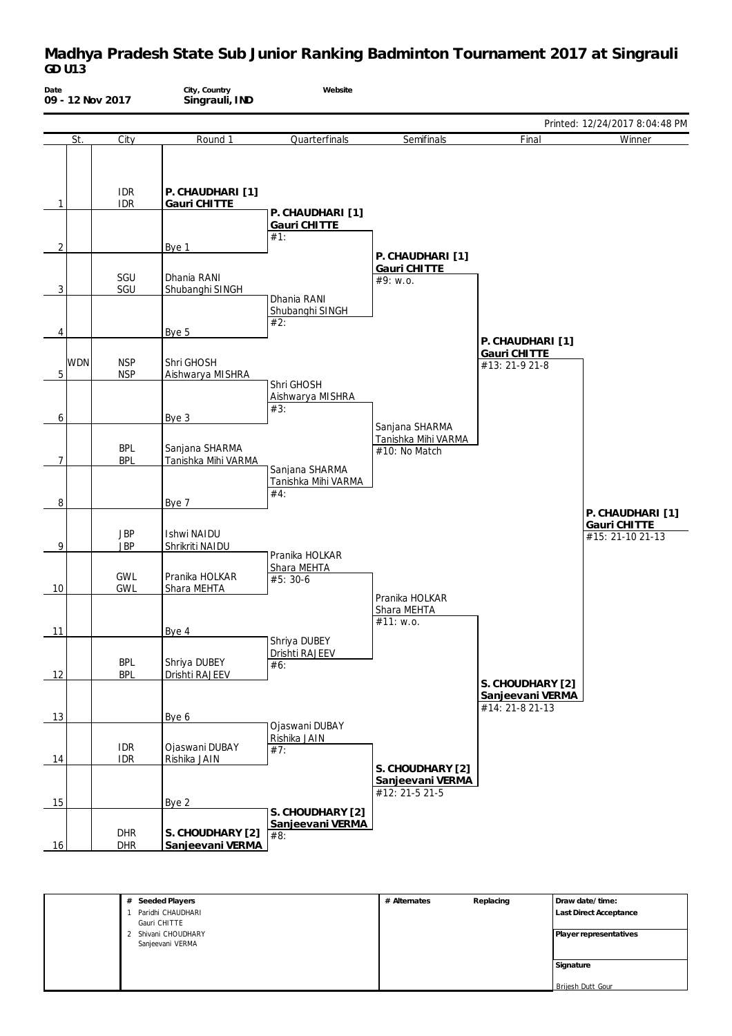# Madhya Pradesh State Sub Junior Ranking Badminton Tournament 2017 at Singrauli

**GD U13**

| Date | City, Country | Website |
|---|---|---|
| 09 - 12 Nov 2017 | Singrauli, IND | |

Printed: 12/24/2017 8:04:48 PM

| | St. | City | Round 1 | Quarterfinals | Semifinals | Final | Winner |
|---|---|---|---|---|---|---|---|
| 1 | | IDR / IDR | **P. CHAUDHARI [1]** / **Gauri CHITTE** | **P. CHAUDHARI [1]** / **Gauri CHITTE** #1: | **P. CHAUDHARI [1]** / **Gauri CHITTE** #9: w.o. | **P. CHAUDHARI [1]** / **Gauri CHITTE** #13: 21-9 21-8 | **P. CHAUDHARI [1]** / **Gauri CHITTE** #15: 21-10 21-13 |
| 2 | | | Bye 1 | | | | |
| 3 | | SGU / SGU | Dhania RANI / Shubanghi SINGH | Dhania RANI / Shubanghi SINGH #2: | | | |
| 4 | | | Bye 5 | | | | |
| 5 | WDN | NSP / NSP | Shri GHOSH / Aishwarya MISHRA | Shri GHOSH / Aishwarya MISHRA #3: | Sanjana SHARMA / Tanishka Mihi VARMA #10: No Match | | |
| 6 | | | Bye 3 | | | | |
| 7 | | BPL / BPL | Sanjana SHARMA / Tanishka Mihi VARMA | Sanjana SHARMA / Tanishka Mihi VARMA #4: | | | |
| 8 | | | Bye 7 | | | | |
| 9 | | JBP / JBP | Ishwi NAIDU / Shrikriti NAIDU | Pranika HOLKAR / Shara MEHTA #5: 30-6 | Pranika HOLKAR / Shara MEHTA #11: w.o. | **S. CHOUDHARY [2]** / **Sanjeevani VERMA** #14: 21-8 21-13 | |
| 10 | | GWL / GWL | Pranika HOLKAR / Shara MEHTA | | | | |
| 11 | | | Bye 4 | Shriya DUBEY / Drishti RAJEEV #6: | | | |
| 12 | | BPL / BPL | Shriya DUBEY / Drishti RAJEEV | | | | |
| 13 | | | Bye 6 | Ojaswani DUBAY / Rishika JAIN #7: | **S. CHOUDHARY [2]** / **Sanjeevani VERMA** #12: 21-5 21-5 | | |
| 14 | | IDR / IDR | Ojaswani DUBAY / Rishika JAIN | | | | |
| 15 | | | Bye 2 | **S. CHOUDHARY [2]** / **Sanjeevani VERMA** #8: | | | |
| 16 | | DHR / DHR | **S. CHOUDHARY [2]** / **Sanjeevani VERMA** | | | | |

| # | Seeded Players | # Alternates | Replacing | Draw date/time: |
|---|---|---|---|---|
| 1 | Paridhi CHAUDHARI / Gauri CHITTE | | | Last Direct Acceptance |
| 2 | Shivani CHOUDHARY / Sanjeevani VERMA | | | Player representatives |
| | | | | Signature |
| | | | | Brijesh Dutt Gour |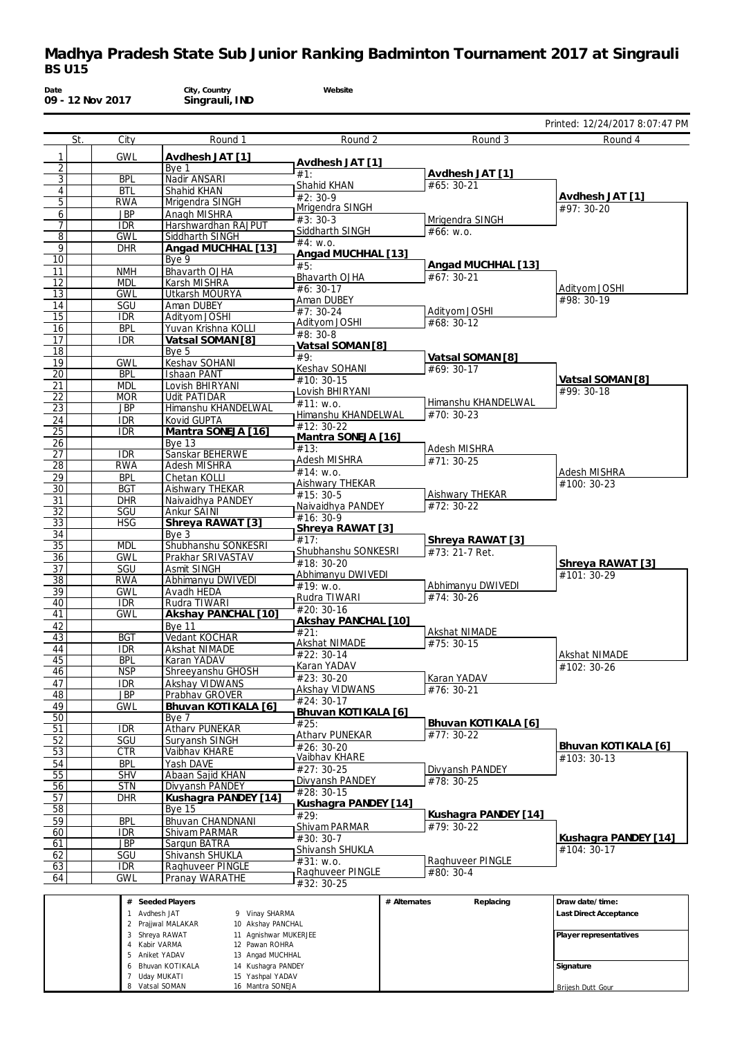# Madhya Pradesh State Sub Junior Ranking Badminton Tournament 2017 at Singrauli
## BS U15

**Date**
09 - 12 Nov 2017

**City, Country**
Singrauli, IND

**Website**

Printed: 12/24/2017 8:07:47 PM

| | St. | City | Round 1 | Round 2 | Round 3 | Round 4 |
|---|---|---|---|---|---|---|
| 1 | | GWL | **Avdhesh JAT [1]** | | | |
| 2 | | | Bye 1 | **Avdhesh JAT [1]** #1: | | |
| 3 | | BPL | Nadir ANSARI | | **Avdhesh JAT [1]** #65: 30-21 | |
| 4 | | BTL | Shahid KHAN | Shahid KHAN #2: 30-9 | | |
| 5 | | RWA | Mrigendra SINGH | | | **Avdhesh JAT [1]** #97: 30-20 |
| 6 | | JBP | Anagh MISHRA | Mrigendra SINGH #3: 30-3 | | |
| 7 | | IDR | Harshwardhan RAJPUT | | Mrigendra SINGH #66: w.o. | |
| 8 | | GWL | Siddharth SINGH | Siddharth SINGH #4: w.o. | | |
| 9 | | DHR | **Angad MUCHHAL [13]** | | | |
| 10 | | | Bye 9 | **Angad MUCHHAL [13]** #5: | | |
| 11 | | NMH | Bhavarth OJHA | | **Angad MUCHHAL [13]** #67: 30-21 | |
| 12 | | MDL | Karsh MISHRA | Bhavarth OJHA #6: 30-17 | | |
| 13 | | GWL | Utkarsh MOURYA | | | Adityom JOSHI #98: 30-19 |
| 14 | | SGU | Aman DUBEY | Aman DUBEY #7: 30-24 | | |
| 15 | | IDR | Adityom JOSHI | | Adityom JOSHI #68: 30-12 | |
| 16 | | BPL | Yuvan Krishna KOLLI | Adityom JOSHI #8: 30-8 | | |
| 17 | | IDR | **Vatsal SOMAN [8]** | | | |
| 18 | | | Bye 5 | **Vatsal SOMAN [8]** #9: | | |
| 19 | | GWL | Keshav SOHANI | | **Vatsal SOMAN [8]** #69: 30-17 | |
| 20 | | BPL | Ishaan PANT | Keshav SOHANI #10: 30-15 | | |
| 21 | | MDL | Lovish BHIRYANI | | | **Vatsal SOMAN [8]** #99: 30-18 |
| 22 | | MOR | Udit PATIDAR | Lovish BHIRYANI #11: w.o. | | |
| 23 | | JBP | Himanshu KHANDELWAL | | Himanshu KHANDELWAL #70: 30-23 | |
| 24 | | IDR | Kovid GUPTA | Himanshu KHANDELWAL #12: 30-22 | | |
| 25 | | IDR | **Mantra SONEJA [16]** | | | |
| 26 | | | Bye 13 | **Mantra SONEJA [16]** #13: | | |
| 27 | | IDR | Sanskar BEHERWE | | Adesh MISHRA #71: 30-25 | |
| 28 | | RWA | Adesh MISHRA | Adesh MISHRA #14: w.o. | | |
| 29 | | BPL | Chetan KOLLI | | | Adesh MISHRA #100: 30-23 |
| 30 | | BGT | Aishwary THEKAR | Aishwary THEKAR #15: 30-5 | | |
| 31 | | DHR | Naivaidhya PANDEY | | Aishwary THEKAR #72: 30-22 | |
| 32 | | SGU | Ankur SAINI | Naivaidhya PANDEY #16: 30-9 | | |
| 33 | | HSG | **Shreya RAWAT [3]** | | | |
| 34 | | | Bye 3 | **Shreya RAWAT [3]** #17: | | |
| 35 | | MDL | Shubhanshu SONKESRI | | **Shreya RAWAT [3]** #73: 21-7 Ret. | |
| 36 | | GWL | Prakhar SRIVASTAV | Shubhanshu SONKESRI #18: 30-20 | | |
| 37 | | SGU | Asmit SINGH | | | **Shreya RAWAT [3]** #101: 30-29 |
| 38 | | RWA | Abhimanyu DWIVEDI | Abhimanyu DWIVEDI #19: w.o. | | |
| 39 | | GWL | Avadh HEDA | | Abhimanyu DWIVEDI #74: 30-26 | |
| 40 | | IDR | Rudra TIWARI | Rudra TIWARI #20: 30-16 | | |
| 41 | | GWL | **Akshay PANCHAL [10]** | | | |
| 42 | | | Bye 11 | **Akshay PANCHAL [10]** #21: | | |
| 43 | | BGT | Vedant KOCHAR | | Akshat NIMADE #75: 30-15 | |
| 44 | | IDR | Akshat NIMADE | Akshat NIMADE #22: 30-14 | | |
| 45 | | BPL | Karan YADAV | | | Akshat NIMADE #102: 30-26 |
| 46 | | NSP | Shreeyanshu GHOSH | Karan YADAV #23: 30-20 | | |
| 47 | | IDR | Akshay VIDWANS | | Karan YADAV #76: 30-21 | |
| 48 | | JBP | Prabhav GROVER | Akshay VIDWANS #24: 30-17 | | |
| 49 | | GWL | **Bhuvan KOTIKALA [6]** | | | |
| 50 | | | Bye 7 | **Bhuvan KOTIKALA [6]** #25: | | |
| 51 | | IDR | Atharv PUNEKAR | | **Bhuvan KOTIKALA [6]** #77: 30-22 | |
| 52 | | SGU | Suryansh SINGH | Atharv PUNEKAR #26: 30-20 | | |
| 53 | | CTR | Vaibhav KHARE | | | **Bhuvan KOTIKALA [6]** #103: 30-13 |
| 54 | | BPL | Yash DAVE | Vaibhav KHARE #27: 30-25 | | |
| 55 | | SHV | Abaan Sajid KHAN | | Divyansh PANDEY #78: 30-25 | |
| 56 | | STN | Divyansh PANDEY | Divyansh PANDEY #28: 30-15 | | |
| 57 | | DHR | **Kushagra PANDEY [14]** | | | |
| 58 | | | Bye 15 | **Kushagra PANDEY [14]** #29: | | |
| 59 | | BPL | Bhuvan CHANDNANI | | **Kushagra PANDEY [14]** #79: 30-22 | |
| 60 | | IDR | Shivam PARMAR | Shivam PARMAR #30: 30-7 | | |
| 61 | | JBP | Sargun BATRA | | | **Kushagra PANDEY [14]** #104: 30-17 |
| 62 | | SGU | Shivansh SHUKLA | Shivansh SHUKLA #31: w.o. | | |
| 63 | | IDR | Raghuveer PINGLE | | Raghuveer PINGLE #80: 30-4 | |
| 64 | | GWL | Pranay WARATHE | Raghuveer PINGLE #32: 30-25 | | |

| # | Seeded Players | # | Seeded Players |
|---|---|---|---|
| 1 | Avdhesh JAT | 9 | Vinay SHARMA |
| 2 | Prajjwal MALAKAR | 10 | Akshay PANCHAL |
| 3 | Shreya RAWAT | 11 | Agnishwar MUKERJEE |
| 4 | Kabir VARMA | 12 | Pawan ROHRA |
| 5 | Aniket YADAV | 13 | Angad MUCHHAL |
| 6 | Bhuvan KOTIKALA | 14 | Kushagra PANDEY |
| 7 | Uday MUKATI | 15 | Yashpal YADAV |
| 8 | Vatsal SOMAN | 16 | Mantra SONEJA |

**# Alternates** | **Replacing**

**Draw date/time:**

**Last Direct Acceptance**

**Player representatives**

**Signature**

Brijesh Dutt Gour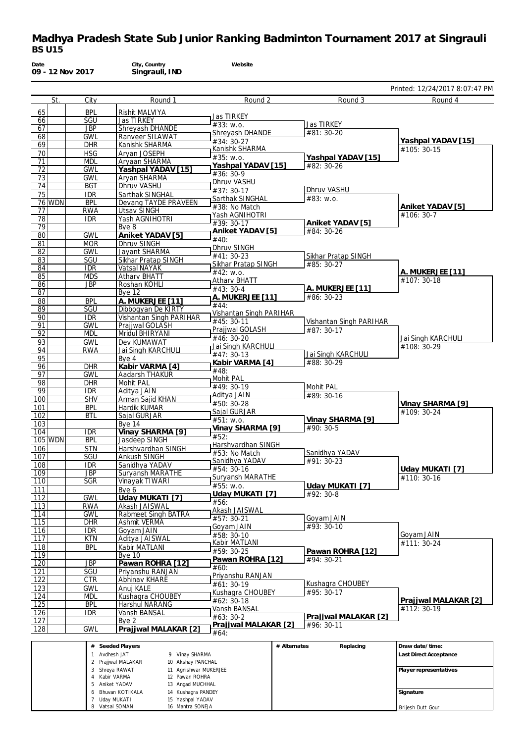# Madhya Pradesh State Sub Junior Ranking Badminton Tournament 2017 at Singrauli

**BS U15**

| Date | City, Country | Website |
|---|---|---|
| 09 - 12 Nov 2017 | Singrauli, IND | |

Printed: 12/24/2017 8:07:47 PM

| | St. | City | Round 1 | Round 2 | Round 3 | Round 4 |
|---|---|---|---|---|---|---|
| 65 | | BPL | Rishit MALVIYA | Jas TIRKEY | | |
| 66 | | SGU | Jas TIRKEY | #33: w.o. | Jas TIRKEY | |
| 67 | | JBP | Shreyash DHANDE | Shreyash DHANDE | #81: 30-20 | |
| 68 | | GWL | Ranveer SILAWAT | #34: 30-27 | | Yashpal YADAV [15] |
| 69 | | DHR | Kanishk SHARMA | Kanishk SHARMA | | #105: 30-15 |
| 70 | | HSG | Aryan JOSEPH | #35: w.o. | Yashpal YADAV [15] | |
| 71 | | MDL | Aryaan SHARMA | Yashpal YADAV [15] | #82: 30-26 | |
| 72 | | GWL | **Yashpal YADAV [15]** | #36: 30-9 | | |
| 73 | | GWL | Aryan SHARMA | Dhruv VASHU | | |
| 74 | | BGT | Dhruv VASHU | #37: 30-17 | Dhruv VASHU | |
| 75 | | IDR | Sarthak SINGHAL | Sarthak SINGHAL | #83: w.o. | |
| 76 | WDN | BPL | Devang TAYDE PRAVEEN | #38: No Match | | Aniket YADAV [5] |
| 77 | | RWA | Utsav SINGH | Yash AGNIHOTRI | | #106: 30-7 |
| 78 | | IDR | Yash AGNIHOTRI | #39: 30-17 | Aniket YADAV [5] | |
| 79 | | | Bye 8 | Aniket YADAV [5] | #84: 30-26 | |
| 80 | | GWL | **Aniket YADAV [5]** | #40: | | |
| 81 | | MOR | Dhruv SINGH | Dhruv SINGH | | |
| 82 | | GWL | Jayant SHARMA | #41: 30-23 | Sikhar Pratap SINGH | |
| 83 | | SGU | Sikhar Pratap SINGH | Sikhar Pratap SINGH | #85: 30-27 | |
| 84 | | IDR | Vatsal NAYAK | #42: w.o. | | A. MUKERJEE [11] |
| 85 | | MDS | Atharv BHATT | Atharv BHATT | | #107: 30-18 |
| 86 | | JBP | Roshan KOHLI | #43: 30-4 | A. MUKERJEE [11] | |
| 87 | | | Bye 12 | A. MUKERJEE [11] | #86: 30-23 | |
| 88 | | BPL | **A. MUKERJEE [11]** | #44: | | |
| 89 | | SGU | Dibbogyan De KIRTY | Vishantan Singh PARIHAR | | |
| 90 | | IDR | Vishantan Singh PARIHAR | #45: 30-11 | Vishantan Singh PARIHAR | |
| 91 | | GWL | Prajjwal GOLASH | Prajjwal GOLASH | #87: 30-17 | |
| 92 | | MDL | Mridul BHIRYANI | #46: 30-20 | | Jai Singh KARCHULI |
| 93 | | GWL | Dev KUMAWAT | Jai Singh KARCHULI | | #108: 30-29 |
| 94 | | RWA | Jai Singh KARCHULI | #47: 30-13 | Jai Singh KARCHULI | |
| 95 | | | Bye 4 | Kabir VARMA [4] | #88: 30-29 | |
| 96 | | DHR | **Kabir VARMA [4]** | #48: | | |
| 97 | | GWL | Aadarsh THAKUR | Mohit PAL | | |
| 98 | | DHR | Mohit PAL | #49: 30-19 | Mohit PAL | |
| 99 | | IDR | Aditya JAIN | Aditya JAIN | #89: 30-16 | |
| 100 | | SHV | Arman Sajid KHAN | #50: 30-28 | | Vinay SHARMA [9] |
| 101 | | BPL | Hardik KUMAR | Sajal GURJAR | | #109: 30-24 |
| 102 | | BTL | Sajal GURJAR | #51: w.o. | Vinay SHARMA [9] | |
| 103 | | | Bye 14 | Vinay SHARMA [9] | #90: 30-5 | |
| 104 | | IDR | **Vinay SHARMA [9]** | #52: | | |
| 105 | WDN | BPL | Jasdeep SINGH | Harshvardhan SINGH | | |
| 106 | | STN | Harshvardhan SINGH | #53: No Match | Sanidhya YADAV | |
| 107 | | SGU | Ankush SINGH | Sanidhya YADAV | #91: 30-23 | |
| 108 | | IDR | Sanidhya YADAV | #54: 30-16 | | Uday MUKATI [7] |
| 109 | | JBP | Suryansh MARATHE | Suryansh MARATHE | | #110: 30-16 |
| 110 | | SGR | Vinayak TIWARI | #55: w.o. | Uday MUKATI [7] | |
| 111 | | | Bye 6 | Uday MUKATI [7] | #92: 30-8 | |
| 112 | | GWL | **Uday MUKATI [7]** | #56: | | |
| 113 | | RWA | Akash JAISWAL | Akash JAISWAL | | |
| 114 | | GWL | Rabmeet Singh BATRA | #57: 30-21 | Goyam JAIN | |
| 115 | | DHR | Ashmit VERMA | Goyam JAIN | #93: 30-10 | |
| 116 | | IDR | Goyam JAIN | #58: 30-10 | | Goyam JAIN |
| 117 | | KTN | Aditya JAISWAL | Kabir MATLANI | | #111: 30-24 |
| 118 | | BPL | Kabir MATLANI | #59: 30-25 | Pawan ROHRA [12] | |
| 119 | | | Bye 10 | Pawan ROHRA [12] | #94: 30-21 | |
| 120 | | JBP | **Pawan ROHRA [12]** | #60: | | |
| 121 | | SGU | Priyanshu RANJAN | Priyanshu RANJAN | | |
| 122 | | CTR | Abhinav KHARE | #61: 30-19 | Kushagra CHOUBEY | |
| 123 | | GWL | Anuj KALE | Kushagra CHOUBEY | #95: 30-17 | |
| 124 | | MDL | Kushagra CHOUBEY | #62: 30-18 | | Prajjwal MALAKAR [2] |
| 125 | | BPL | Harshul NARANG | Vansh BANSAL | | #112: 30-19 |
| 126 | | IDR | Vansh BANSAL | #63: 30-2 | Prajjwal MALAKAR [2] | |
| 127 | | | Bye 2 | Prajjwal MALAKAR [2] | #96: 30-11 | |
| 128 | | GWL | **Prajjwal MALAKAR [2]** | #64: | | |

| # | Seeded Players | # | Seeded Players |
|---|---|---|---|
| 1 | Avdhesh JAT | 9 | Vinay SHARMA |
| 2 | Prajjwal MALAKAR | 10 | Akshay PANCHAL |
| 3 | Shreya RAWAT | 11 | Agnishwar MUKERJEE |
| 4 | Kabir VARMA | 12 | Pawan ROHRA |
| 5 | Aniket YADAV | 13 | Angad MUCHHAL |
| 6 | Bhuvan KOTIKALA | 14 | Kushagra PANDEY |
| 7 | Uday MUKATI | 15 | Yashpal YADAV |
| 8 | Vatsal SOMAN | 16 | Mantra SONEJA |

| # Alternates | Replacing |
|---|---|
| | |

Draw date/time:

Last Direct Acceptance

Player representatives

Signature

Brijesh Dutt Gour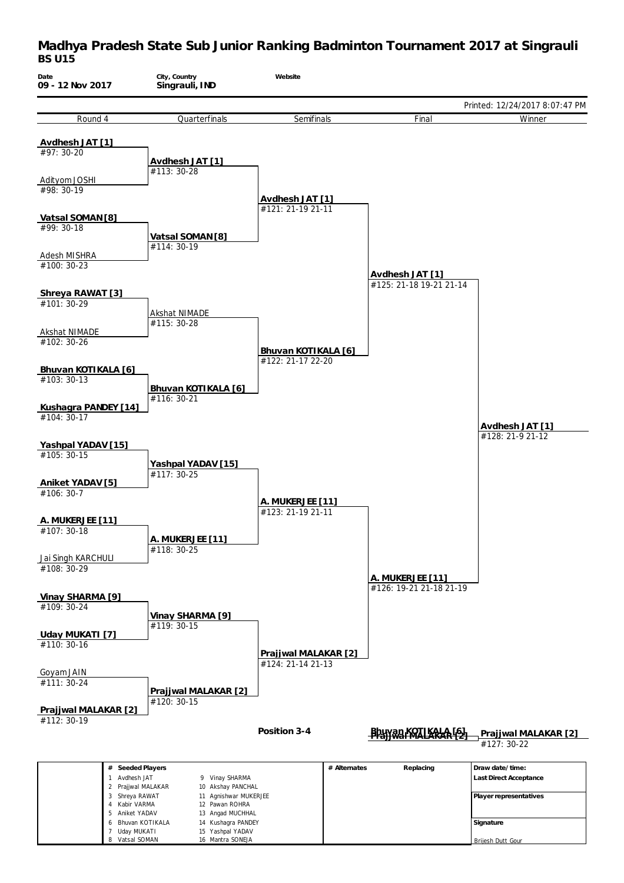# Madhya Pradesh State Sub Junior Ranking Badminton Tournament 2017 at Singrauli

## BS U15

| Date | City, Country | Website |
|---|---|---|
| 09 - 12 Nov 2017 | Singrauli, IND | |

Printed: 12/24/2017 8:07:47 PM

| Round 4 | Quarterfinals | Semifinals | Final | Winner |
|---|---|---|---|---|
| **Avdhesh JAT [1]** #97: 30-20 | **Avdhesh JAT [1]** #113: 30-28 | **Avdhesh JAT [1]** #121: 21-19 21-11 | **Avdhesh JAT [1]** #125: 21-18 19-21 21-14 | **Avdhesh JAT [1]** #128: 21-9 21-12 |
| Adityom JOSHI #98: 30-19 | | | | |
| **Vatsal SOMAN [8]** #99: 30-18 | **Vatsal SOMAN [8]** #114: 30-19 | | | |
| Adesh MISHRA #100: 30-23 | | | | |
| **Shreya RAWAT [3]** #101: 30-29 | Akshat NIMADE #115: 30-28 | **Bhuvan KOTIKALA [6]** #122: 21-17 22-20 | | |
| Akshat NIMADE #102: 30-26 | | | | |
| **Bhuvan KOTIKALA [6]** #103: 30-13 | **Bhuvan KOTIKALA [6]** #116: 30-21 | | | |
| **Kushagra PANDEY [14]** #104: 30-17 | | | | |
| **Yashpal YADAV [15]** #105: 30-15 | **Yashpal YADAV [15]** #117: 30-25 | **A. MUKERJEE [11]** #123: 21-19 21-11 | **A. MUKERJEE [11]** #126: 19-21 21-18 21-19 | |
| **Aniket YADAV [5]** #106: 30-7 | | | | |
| **A. MUKERJEE [11]** #107: 30-18 | **A. MUKERJEE [11]** #118: 30-25 | | | |
| Jai Singh KARCHULI #108: 30-29 | | | | |
| **Vinay SHARMA [9]** #109: 30-24 | **Vinay SHARMA [9]** #119: 30-15 | **Prajjwal MALAKAR [2]** #124: 21-14 21-13 | | |
| **Uday MUKATI [7]** #110: 30-16 | | | | |
| Goyam JAIN #111: 30-24 | **Prajjwal MALAKAR [2]** #120: 30-15 | | | |
| **Prajjwal MALAKAR [2]** #112: 30-19 | | | | |

**Position 3-4**

Bhuvan KOTIKALA [6]
Prajjwal MALAKAR [2]

**Prajjwal MALAKAR [2]**
#127: 30-22

| # | Seeded Players | # | Seeded Players |
|---|---|---|---|
| 1 | Avdhesh JAT | 9 | Vinay SHARMA |
| 2 | Prajjwal MALAKAR | 10 | Akshay PANCHAL |
| 3 | Shreya RAWAT | 11 | Agnishwar MUKERJEE |
| 4 | Kabir VARMA | 12 | Pawan ROHRA |
| 5 | Aniket YADAV | 13 | Angad MUCHHAL |
| 6 | Bhuvan KOTIKALA | 14 | Kushagra PANDEY |
| 7 | Uday MUKATI | 15 | Yashpal YADAV |
| 8 | Vatsal SOMAN | 16 | Mantra SONEJA |

| # Alternates | Replacing |
|---|---|
| | |

**Draw date/time:**

**Last Direct Acceptance**

**Player representatives**

**Signature**

Brijesh Dutt Gour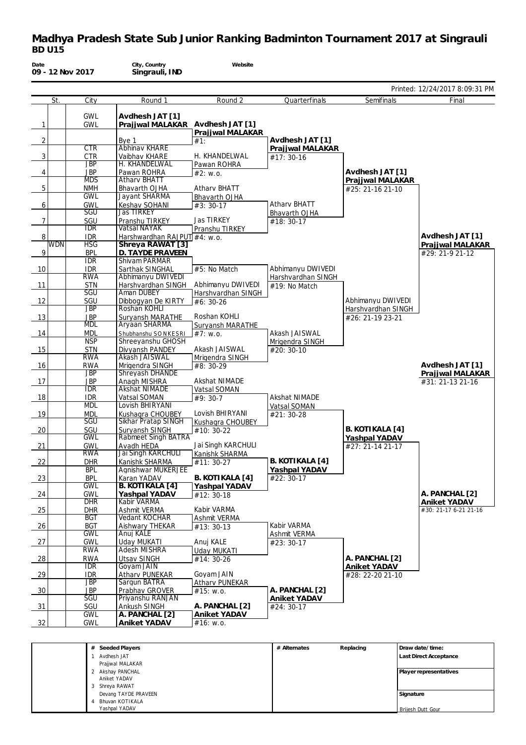# Madhya Pradesh State Sub Junior Ranking Badminton Tournament 2017 at Singrauli

## BD U15

**Date** 09 - 12 Nov 2017 | **City, Country** Singrauli, IND | **Website**

Printed: 12/24/2017 8:09:31 PM

| | St. | City | Round 1 | Round 2 | Quarterfinals | Semifinals | Final |
|---|---|---|---|---|---|---|---|
| 1 | | GWL / GWL | **Avdhesh JAT [1]** / **Prajjwal MALAKAR** | **Avdhesh JAT [1]** / **Prajjwal MALAKAR** #1: | | | |
| 2 | | | Bye 1 | | **Avdhesh JAT [1]** / **Prajjwal MALAKAR** #17: 30-16 | | |
| 3 | | CTR / CTR | Abhinav KHARE / Vaibhav KHARE | H. KHANDELWAL / Pawan ROHRA #2: w.o. | | | |
| 4 | | JBP / JBP | H. KHANDELWAL / Pawan ROHRA | | | **Avdhesh JAT [1]** / **Prajjwal MALAKAR** #25: 21-16 21-10 | |
| 5 | | MDS / NMH | Atharv BHATT / Bhavarth OJHA | Atharv BHATT / Bhavarth OJHA #3: 30-17 | | | |
| 6 | | GWL / GWL | Jayant SHARMA / Keshav SOHANI | | Atharv BHATT / Bhavarth OJHA #18: 30-17 | | |
| 7 | | SGU / SGU | Jas TIRKEY / Pranshu TIRKEY | Jas TIRKEY / Pranshu TIRKEY #4: w.o. | | | |
| 8 | | IDR / IDR | Vatsal NAYAK / Harshwardhan RAJPUT | | | | **Avdhesh JAT [1]** / **Prajjwal MALAKAR** #29: 21-9 21-12 |
| 9 | WDN | HSG / BPL | **Shreya RAWAT [3]** / **D. TAYDE PRAVEEN** | #5: No Match | | | |
| 10 | | IDR / IDR | Shivam PARMAR / Sarthak SINGHAL | | Abhimanyu DWIVEDI / Harshvardhan SINGH #19: No Match | | |
| 11 | | RWA / STN | Abhimanyu DWIVEDI / Harshvardhan SINGH | Abhimanyu DWIVEDI / Harshvardhan SINGH #6: 30-26 | | | |
| 12 | | SGU / SGU | Aman DUBEY / Dibbogyan De KIRTY | | | Abhimanyu DWIVEDI / Harshvardhan SINGH #26: 21-19 23-21 | |
| 13 | | JBP / JBP | Roshan KOHLI / Suryansh MARATHE | Roshan KOHLI / Suryansh MARATHE #7: w.o. | | | |
| 14 | | MDL / MDL | Aryaan SHARMA / Shubhanshu SONKESRI | | Akash JAISWAL / Mrigendra SINGH #20: 30-10 | | |
| 15 | | NSP / STN | Shreeyanshu GHOSH / Divyansh PANDEY | Akash JAISWAL / Mrigendra SINGH #8: 30-29 | | | |
| 16 | | RWA / RWA | Akash JAISWAL / Mrigendra SINGH | | | | **Avdhesh JAT [1]** / **Prajjwal MALAKAR** #31: 21-13 21-16 |
| 17 | | JBP / JBP | Shreyash DHANDE / Anagh MISHRA | Akshat NIMADE / Vatsal SOMAN #9: 30-7 | | | |
| 18 | | IDR / IDR | Akshat NIMADE / Vatsal SOMAN | | Akshat NIMADE / Vatsal SOMAN #21: 30-28 | | |
| 19 | | MDL / MDL | Lovish BHIRYANI / Kushagra CHOUBEY | Lovish BHIRYANI / Kushagra CHOUBEY #10: 30-22 | | | |
| 20 | | SGU / SGU | Sikhar Pratap SINGH / Suryansh SINGH | | | **B. KOTIKALA [4]** / **Yashpal YADAV** #27: 21-14 21-17 | |
| 21 | | GWL / GWL | Rabmeet Singh BATRA / Avadh HEDA | Jai Singh KARCHULI / Kanishk SHARMA #11: 30-27 | | | |
| 22 | | RWA / DHR | Jai Singh KARCHULI / Kanishk SHARMA | | **B. KOTIKALA [4]** / **Yashpal YADAV** #22: 30-17 | | |
| 23 | | BPL / BPL | Agnishwar MUKERJEE / Karan YADAV | **B. KOTIKALA [4]** / **Yashpal YADAV** #12: 30-18 | | | |
| 24 | | GWL / GWL | **B. KOTIKALA [4]** / **Yashpal YADAV** | | | | **A. PANCHAL [2]** / **Aniket YADAV** #30: 21-17 6-21 21-16 |
| 25 | | DHR / DHR | Kabir VARMA / Ashmit VERMA | Kabir VARMA / Ashmit VERMA #13: 30-13 | | | |
| 26 | | BGT / BGT | Vedant KOCHAR / Aishwary THEKAR | | Kabir VARMA / Ashmit VERMA #23: 30-17 | | |
| 27 | | GWL / GWL | Anuj KALE / Uday MUKATI | Anuj KALE / Uday MUKATI #14: 30-26 | | | |
| 28 | | RWA / RWA | Adesh MISHRA / Utsav SINGH | | | **A. PANCHAL [2]** / **Aniket YADAV** #28: 22-20 21-10 | |
| 29 | | IDR / IDR | Goyam JAIN / Atharv PUNEKAR | Goyam JAIN / Atharv PUNEKAR #15: w.o. | | | |
| 30 | | JBP / JBP | Sargun BATRA / Prabhav GROVER | | **A. PANCHAL [2]** / **Aniket YADAV** #24: 30-17 | | |
| 31 | | SGU / SGU | Priyanshu RANJAN / Ankush SINGH | **A. PANCHAL [2]** / **Aniket YADAV** #16: w.o. | | | |
| 32 | | GWL / GWL | **A. PANCHAL [2]** / **Aniket YADAV** | | | | |

| # | Seeded Players | # Alternates | Replacing | Draw date/time: |
|---|---|---|---|---|
| 1 | Avdhesh JAT / Prajjwal MALAKAR | | | Last Direct Acceptance |
| 2 | Akshay PANCHAL / Aniket YADAV | | | Player representatives |
| 3 | Shreya RAWAT / Devang TAYDE PRAVEEN | | | Signature |
| 4 | Bhuvan KOTIKALA / Yashpal YADAV | | | Brijesh Dutt Gour |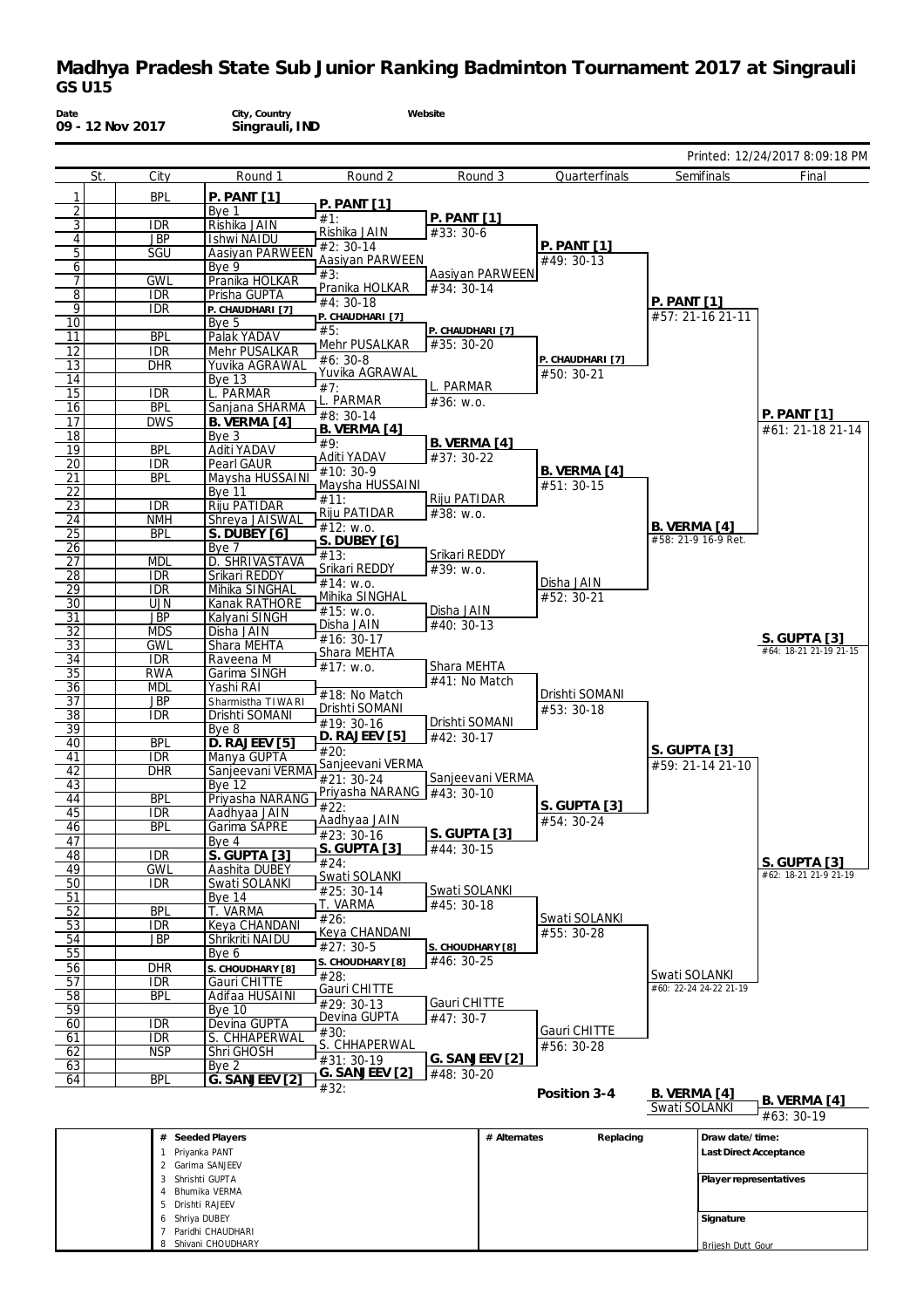# Madhya Pradesh State Sub Junior Ranking Badminton Tournament 2017 at Singrauli

## GS U15

| Date | City, Country | Website |
|---|---|---|
| 09 - 12 Nov 2017 | Singrauli, IND | |

Printed: 12/24/2017 8:09:18 PM

| | St. | City | Round 1 | Round 2 | Round 3 | Quarterfinals | Semifinals | Final |
|---|---|---|---|---|---|---|---|---|
| 1 | | BPL | **P. PANT [1]** | **P. PANT [1]** | | | | |
| 2 | | | Bye 1 | #1: | **P. PANT [1]** | | | |
| 3 | | IDR | Rishika JAIN | Rishika JAIN | #33: 30-6 | | | |
| 4 | | JBP | Ishwi NAIDU | #2: 30-14 | | **P. PANT [1]** | | |
| 5 | | SGU | Aasiyan PARWEEN | Aasiyan PARWEEN | | #49: 30-13 | | |
| 6 | | | Bye 9 | #3: | Aasiyan PARWEEN | | | |
| 7 | | GWL | Pranika HOLKAR | Pranika HOLKAR | #34: 30-14 | | | |
| 8 | | IDR | Prisha GUPTA | #4: 30-18 | | | **P. PANT [1]** | |
| 9 | | IDR | P. CHAUDHARI [7] | P. CHAUDHARI [7] | | | #57: 21-16 21-11 | |
| 10 | | | Bye 5 | #5: | P. CHAUDHARI [7] | | | |
| 11 | | BPL | Palak YADAV | Mehr PUSALKAR | #35: 30-20 | | | |
| 12 | | IDR | Mehr PUSALKAR | #6: 30-8 | | P. CHAUDHARI [7] | | |
| 13 | | DHR | Yuvika AGRAWAL | Yuvika AGRAWAL | | #50: 30-21 | | |
| 14 | | | Bye 13 | #7: | L. PARMAR | | | |
| 15 | | IDR | L. PARMAR | L. PARMAR | #36: w.o. | | | |
| 16 | | BPL | Sanjana SHARMA | #8: 30-14 | | | | **P. PANT [1]** |
| 17 | | DWS | **B. VERMA [4]** | **B. VERMA [4]** | | | | #61: 21-18 21-14 |
| 18 | | | Bye 3 | #9: | **B. VERMA [4]** | | | |
| 19 | | BPL | Aditi YADAV | Aditi YADAV | #37: 30-22 | | | |
| 20 | | IDR | Pearl GAUR | #10: 30-9 | | **B. VERMA [4]** | | |
| 21 | | BPL | Maysha HUSSAINI | Maysha HUSSAINI | | #51: 30-15 | | |
| 22 | | | Bye 11 | #11: | Riju PATIDAR | | | |
| 23 | | IDR | Riju PATIDAR | Riju PATIDAR | #38: w.o. | | | |
| 24 | | NMH | Shreya JAISWAL | #12: w.o. | | | **B. VERMA [4]** | |
| 25 | | BPL | **S. DUBEY [6]** | **S. DUBEY [6]** | | | #58: 21-9 16-9 Ret. | |
| 26 | | | Bye 7 | #13: | Srikari REDDY | | | |
| 27 | | MDL | D. SHRIVASTAVA | Srikari REDDY | #39: w.o. | | | |
| 28 | | IDR | Srikari REDDY | #14: w.o. | | Disha JAIN | | |
| 29 | | IDR | Mihika SINGHAL | Mihika SINGHAL | | #52: 30-21 | | |
| 30 | | UJN | Kanak RATHORE | #15: w.o. | Disha JAIN | | | |
| 31 | | JBP | Kalyani SINGH | Disha JAIN | #40: 30-13 | | | |
| 32 | | MDS | Disha JAIN | #16: 30-17 | | | | **S. GUPTA [3]** |
| 33 | | GWL | Shara MEHTA | Shara MEHTA | | | | #64: 18-21 21-19 21-15 |
| 34 | | IDR | Raveena M | #17: w.o. | Shara MEHTA | | | |
| 35 | | RWA | Garima SINGH | | #41: No Match | | | |
| 36 | | MDL | Yashi RAI | #18: No Match | | Drishti SOMANI | | |
| 37 | | JBP | Sharmistha TIWARI | Drishti SOMANI | | #53: 30-18 | | |
| 38 | | IDR | Drishti SOMANI | #19: 30-16 | Drishti SOMANI | | | |
| 39 | | | Bye 8 | **D. RAJEEV [5]** | #42: 30-17 | | | |
| 40 | | BPL | **D. RAJEEV [5]** | #20: | | | **S. GUPTA [3]** | |
| 41 | | IDR | Manya GUPTA | Sanjeevani VERMA | | | #59: 21-14 21-10 | |
| 42 | | DHR | Sanjeevani VERMA | #21: 30-24 | Sanjeevani VERMA | | | |
| 43 | | | Bye 12 | Priyasha NARANG | #43: 30-10 | | | |
| 44 | | BPL | Priyasha NARANG | #22: | | **S. GUPTA [3]** | | |
| 45 | | IDR | Aadhyaa JAIN | Aadhyaa JAIN | | #54: 30-24 | | |
| 46 | | BPL | Garima SAPRE | #23: 30-16 | **S. GUPTA [3]** | | | |
| 47 | | | Bye 4 | **S. GUPTA [3]** | #44: 30-15 | | | |
| 48 | | IDR | **S. GUPTA [3]** | #24: | | | | **S. GUPTA [3]** |
| 49 | | GWL | Aashita DUBEY | Swati SOLANKI | | | | #62: 18-21 21-9 21-19 |
| 50 | | IDR | Swati SOLANKI | #25: 30-14 | Swati SOLANKI | | | |
| 51 | | | Bye 14 | T. VARMA | #45: 30-18 | | | |
| 52 | | BPL | T. VARMA | #26: | | Swati SOLANKI | | |
| 53 | | IDR | Keya CHANDANI | Keya CHANDANI | | #55: 30-28 | | |
| 54 | | JBP | Shrikriti NAIDU | #27: 30-5 | S. CHOUDHARY [8] | | | |
| 55 | | | Bye 6 | S. CHOUDHARY [8] | #46: 30-25 | | | |
| 56 | | DHR | S. CHOUDHARY [8] | #28: | | | Swati SOLANKI | |
| 57 | | IDR | Gauri CHITTE | Gauri CHITTE | | | #60: 22-24 24-22 21-19 | |
| 58 | | BPL | Adifaa HUSAINI | #29: 30-13 | Gauri CHITTE | | | |
| 59 | | | Bye 10 | Devina GUPTA | #47: 30-7 | | | |
| 60 | | IDR | Devina GUPTA | #30: | | Gauri CHITTE | | |
| 61 | | IDR | S. CHHAPERWAL | S. CHHAPERWAL | | #56: 30-28 | | |
| 62 | | NSP | Shri GHOSH | #31: 30-19 | **G. SANJEEV [2]** | | | |
| 63 | | | Bye 2 | **G. SANJEEV [2]** | #48: 30-20 | | | |
| 64 | | BPL | **G. SANJEEV [2]** | #32: | | | | |

**Position 3-4**

| Semifinal losers | Result |
|---|---|
| B. VERMA [4] | **B. VERMA [4]** |
| Swati SOLANKI | #63: 30-19 |

| # | Seeded Players | # Alternates | Replacing | |
|---|---|---|---|---|
| 1 | Priyanka PANT | | | Draw date/time: |
| 2 | Garima SANJEEV | | | Last Direct Acceptance |
| 3 | Shrishti GUPTA | | | |
| 4 | Bhumika VERMA | | | Player representatives |
| 5 | Drishti RAJEEV | | | |
| 6 | Shriya DUBEY | | | Signature |
| 7 | Paridhi CHAUDHARI | | | |
| 8 | Shivani CHOUDHARY | | | Brijesh Dutt Gour |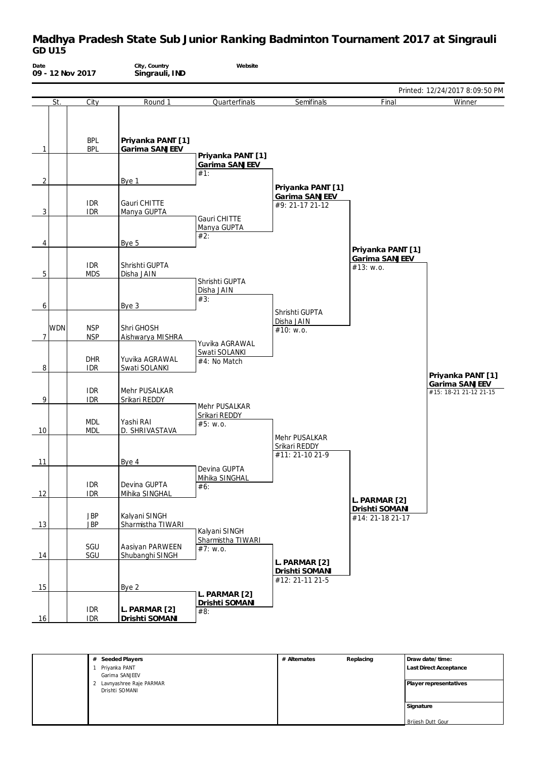# Madhya Pradesh State Sub Junior Ranking Badminton Tournament 2017 at Singrauli
## GD U15

**Date** 09 - 12 Nov 2017 | **City, Country** Singrauli, IND | **Website**

Printed: 12/24/2017 8:09:50 PM

| | St. | City | Round 1 | Quarterfinals | Semifinals | Final | Winner |
|---|---|---|---|---|---|---|---|
| 1 | | BPL / BPL | **Priyanka PANT [1]** / **Garima SANJEEV** | | | | |
| | | | | **Priyanka PANT [1]** / **Garima SANJEEV** #1: | | | |
| 2 | | | Bye 1 | | | | |
| | | | | | **Priyanka PANT [1]** / **Garima SANJEEV** #9: 21-17 21-12 | | |
| 3 | | IDR / IDR | Gauri CHITTE / Manya GUPTA | | | | |
| | | | | Gauri CHITTE / Manya GUPTA #2: | | | |
| 4 | | | Bye 5 | | | | |
| | | | | | | **Priyanka PANT [1]** / **Garima SANJEEV** #13: w.o. | |
| 5 | | IDR / MDS | Shrishti GUPTA / Disha JAIN | | | | |
| | | | | Shrishti GUPTA / Disha JAIN #3: | | | |
| 6 | | | Bye 3 | | | | |
| | | | | | Shrishti GUPTA / Disha JAIN #10: w.o. | | |
| 7 | WDN | NSP / NSP | Shri GHOSH / Aishwarya MISHRA | | | | |
| | | | | Yuvika AGRAWAL / Swati SOLANKI #4: No Match | | | |
| 8 | | DHR / IDR | Yuvika AGRAWAL / Swati SOLANKI | | | | |
| | | | | | | | **Priyanka PANT [1]** / **Garima SANJEEV** #15: 18-21 21-12 21-15 |
| 9 | | IDR / IDR | Mehr PUSALKAR / Srikari REDDY | | | | |
| | | | | Mehr PUSALKAR / Srikari REDDY #5: w.o. | | | |
| 10 | | MDL / MDL | Yashi RAI / D. SHRIVASTAVA | | | | |
| | | | | | Mehr PUSALKAR / Srikari REDDY #11: 21-10 21-9 | | |
| 11 | | | Bye 4 | | | | |
| | | | | Devina GUPTA / Mihika SINGHAL #6: | | | |
| 12 | | IDR / IDR | Devina GUPTA / Mihika SINGHAL | | | | |
| | | | | | | **L. PARMAR [2]** / **Drishti SOMANI** #14: 21-18 21-17 | |
| 13 | | JBP / JBP | Kalyani SINGH / Sharmistha TIWARI | | | | |
| | | | | Kalyani SINGH / Sharmistha TIWARI #7: w.o. | | | |
| 14 | | SGU / SGU | Aasiyan PARWEEN / Shubanghi SINGH | | | | |
| | | | | | **L. PARMAR [2]** / **Drishti SOMANI** #12: 21-11 21-5 | | |
| 15 | | | Bye 2 | | | | |
| | | | | **L. PARMAR [2]** / **Drishti SOMANI** #8: | | | |
| 16 | | IDR / IDR | **L. PARMAR [2]** / **Drishti SOMANI** | | | | |

| # | Seeded Players | # Alternates | Replacing | Draw date/time: |
|---|---|---|---|---|
| 1 | Priyanka PANT / Garima SANJEEV | | | Last Direct Acceptance |
| 2 | Lavnyashree Raje PARMAR / Drishti SOMANI | | | Player representatives |
| | | | | Signature |
| | | | | Brijesh Dutt Gour |